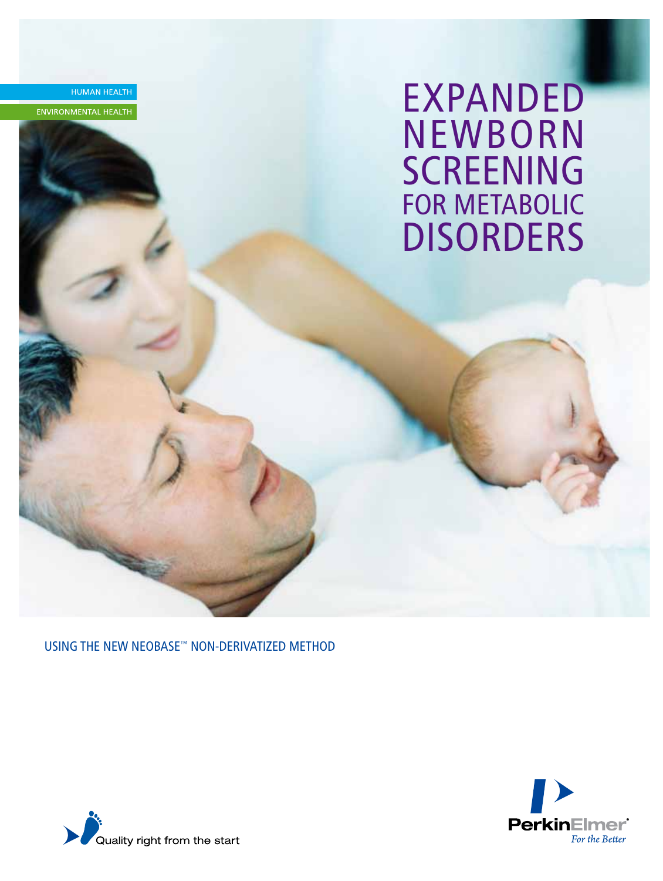HUMAN HEALTH

ENVIRONMENTAL HEALTH

# EXPANDED NEWBORN SCREENING FOR METABOLIC DISORDERS

USING THE NEW NEOBASE™ NON-DERIVATIZED METHOD

Quality right from the start

PerkinElmer®
*For the Better*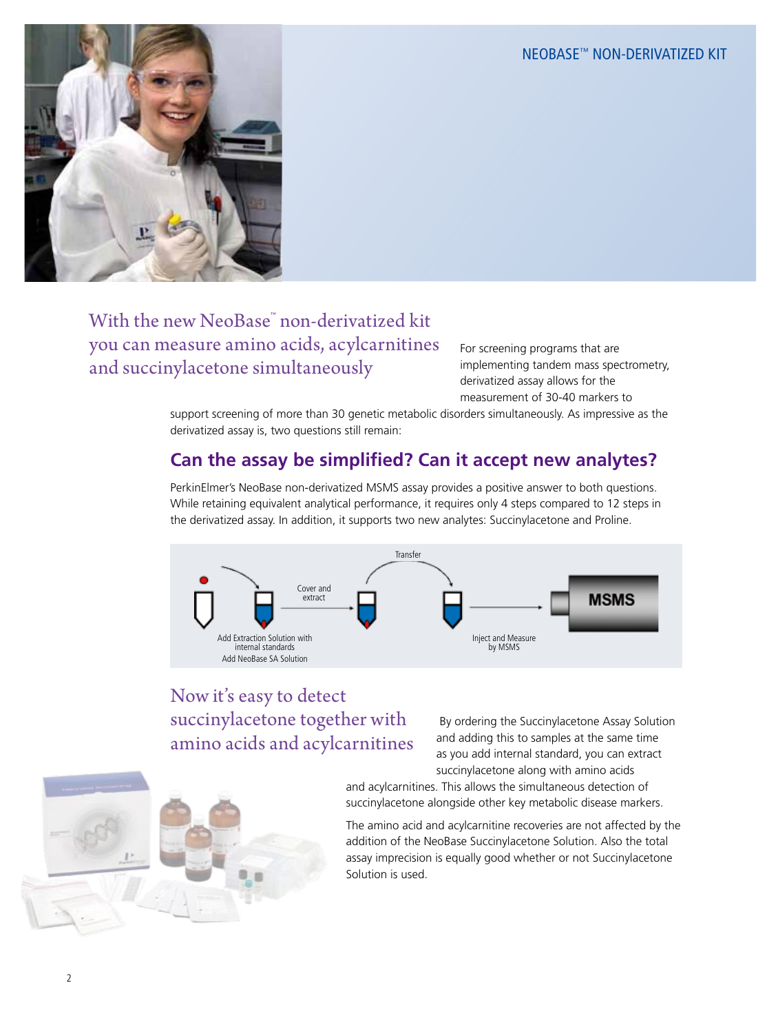# With the new NeoBase™ non-derivatized kit you can measure amino acids, acylcarnitines and succinylacetone simultaneously

For screening programs that are implementing tandem mass spectrometry, derivatized assay allows for the measurement of 30-40 markers to support screening of more than 30 genetic metabolic disorders simultaneously. As impressive as the derivatized assay is, two questions still remain:

## Can the assay be simplified? Can it accept new analytes?

PerkinElmer's NeoBase non-derivatized MSMS assay provides a positive answer to both questions. While retaining equivalent analytical performance, it requires only 4 steps compared to 12 steps in the derivatized assay. In addition, it supports two new analytes: Succinylacetone and Proline.

Add Extraction Solution with internal standards
Add NeoBase SA Solution

Cover and extract

Transfer

Inject and Measure by MSMS

MSMS

# Now it's easy to detect succinylacetone together with amino acids and acylcarnitines

By ordering the Succinylacetone Assay Solution and adding this to samples at the same time as you add internal standard, you can extract succinylacetone along with amino acids and acylcarnitines. This allows the simultaneous detection of succinylacetone alongside other key metabolic disease markers.

The amino acid and acylcarnitine recoveries are not affected by the addition of the NeoBase Succinylacetone Solution. Also the total assay imprecision is equally good whether or not Succinylacetone Solution is used.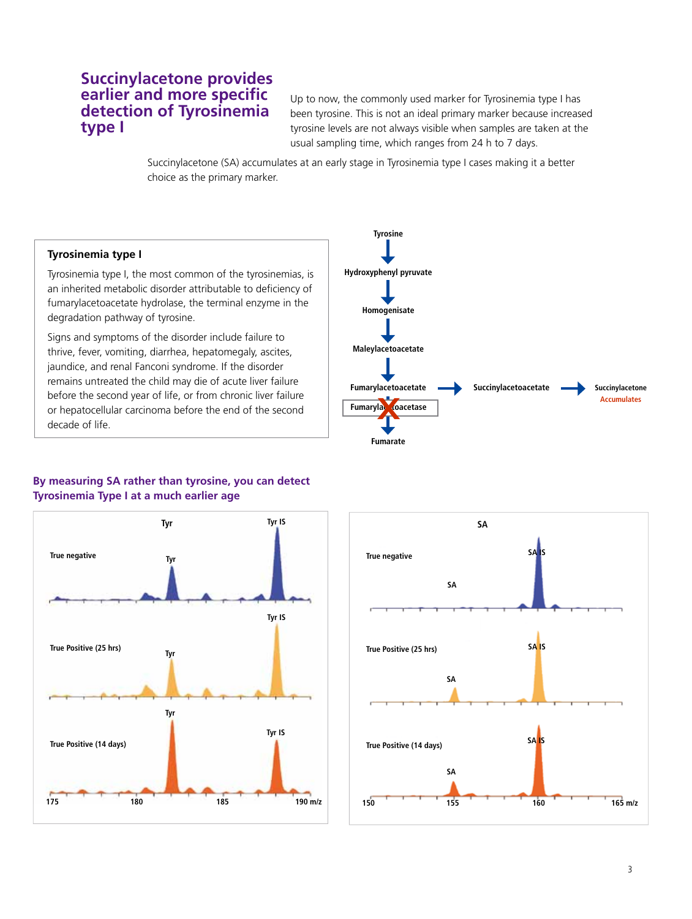# Succinylacetone provides earlier and more specific detection of Tyrosinemia type I

Up to now, the commonly used marker for Tyrosinemia type I has been tyrosine. This is not an ideal primary marker because increased tyrosine levels are not always visible when samples are taken at the usual sampling time, which ranges from 24 h to 7 days.

Succinylacetone (SA) accumulates at an early stage in Tyrosinemia type I cases making it a better choice as the primary marker.

### Tyrosinemia type I

Tyrosinemia type I, the most common of the tyrosinemias, is an inherited metabolic disorder attributable to deficiency of fumarylacetoacetate hydrolase, the terminal enzyme in the degradation pathway of tyrosine.

Signs and symptoms of the disorder include failure to thrive, fever, vomiting, diarrhea, hepatomegaly, ascites, jaundice, and renal Fanconi syndrome. If the disorder remains untreated the child may die of acute liver failure before the second year of life, or from chronic liver failure or hepatocellular carcinoma before the end of the second decade of life.

Tyrosine → Hydroxyphenyl pyruvate → Homogenisate → Maleylacetoacetate → Fumarylacetoacetate → (Fumarylacetoacetase, blocked) → Fumarate

Fumarylacetoacetate → Succinylacetoacetate → Succinylacetone (Accumulates)

## By measuring SA rather than tyrosine, you can detect Tyrosinemia Type I at a much earlier age

Tyr: True negative (Tyr, Tyr IS); True Positive (25 hrs) (Tyr, Tyr IS); True Positive (14 days) (Tyr, Tyr IS). Axis: 175, 180, 185, 190 m/z

SA: True negative (SA, SA IS); True Positive (25 hrs) (SA, SA IS); True Positive (14 days) (SA, SA IS). Axis: 150, 155, 160, 165 m/z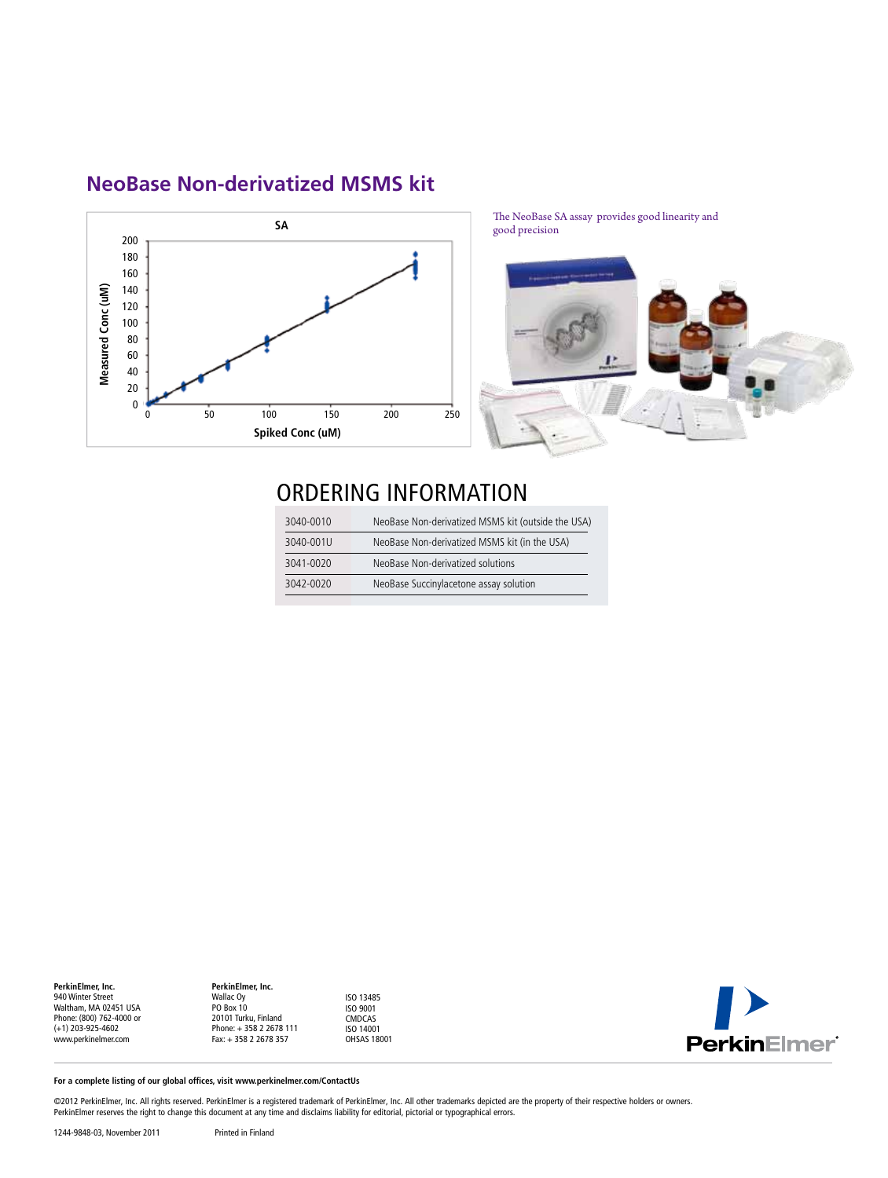## NeoBase Non-derivatized MSMS kit

SA

Measured Conc (uM)

200
180
160
140
120
100
80
60
40
20
0

0 50 100 150 200 250

Spiked Conc (uM)

The NeoBase SA assay provides good linearity and good precision

# ORDERING INFORMATION

| | |
|---|---|
| 3040-0010 | NeoBase Non-derivatized MSMS kit (outside the USA) |
| 3040-001U | NeoBase Non-derivatized MSMS kit (in the USA) |
| 3041-0020 | NeoBase Non-derivatized solutions |
| 3042-0020 | NeoBase Succinylacetone assay solution |

**PerkinElmer, Inc.**
940 Winter Street
Waltham, MA 02451 USA
Phone: (800) 762-4000 or
(+1) 203-925-4602
www.perkinelmer.com

**PerkinElmer, Inc.**
Wallac Oy
PO Box 10
20101 Turku, Finland
Phone: + 358 2 2678 111
Fax: + 358 2 2678 357

ISO 13485
ISO 9001
CMDCAS
ISO 14001
OHSAS 18001

PerkinElmer

**For a complete listing of our global offices, visit www.perkinelmer.com/ContactUs**

©2012 PerkinElmer, Inc. All rights reserved. PerkinElmer is a registered trademark of PerkinElmer, Inc. All other trademarks depicted are the property of their respective holders or owners. PerkinElmer reserves the right to change this document at any time and disclaims liability for editorial, pictorial or typographical errors.

1244-9848-03, November 2011 Printed in Finland